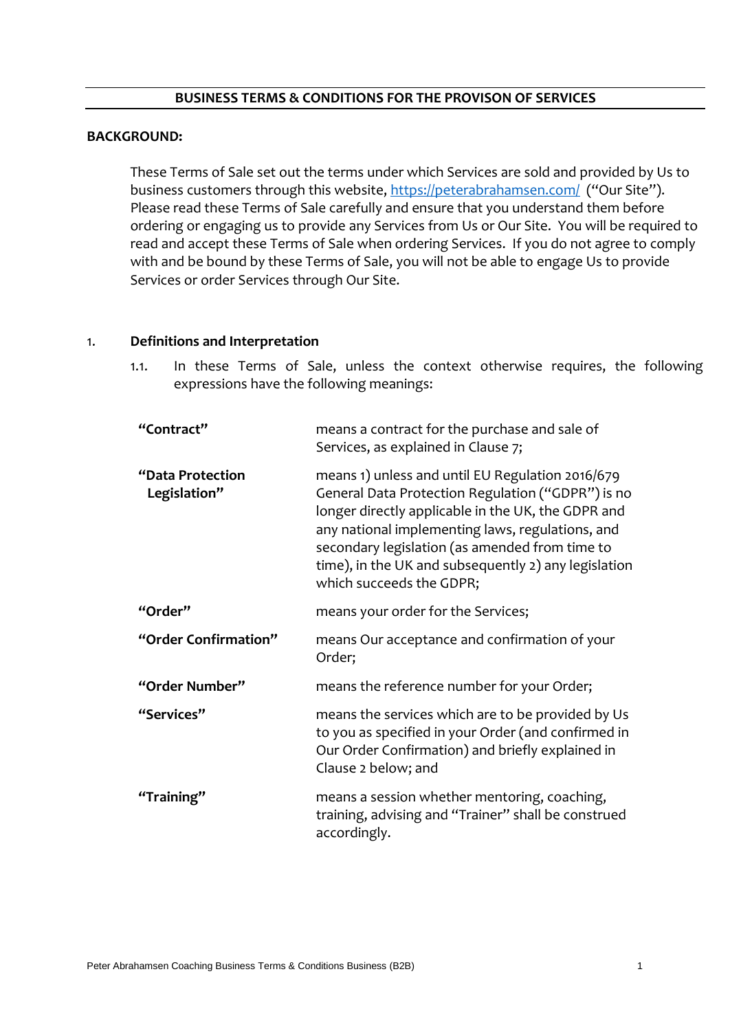## BUSINESS TERMS & CONDITIONS FOR THE PROVISON OF SERVICES

**BACKGROUND:**

These Terms of Sale set out the terms under which Services are sold and provided by Us to business customers through this website, https://peterabrahamsen.com/ ("Our Site"). Please read these Terms of Sale carefully and ensure that you understand them before ordering or engaging us to provide any Services from Us or Our Site. You will be required to read and accept these Terms of Sale when ordering Services. If you do not agree to comply with and be bound by these Terms of Sale, you will not be able to engage Us to provide Services or order Services through Our Site.

1. **Definitions and Interpretation**

    1.1. In these Terms of Sale, unless the context otherwise requires, the following expressions have the following meanings:

| | |
|---|---|
| **"Contract"** | means a contract for the purchase and sale of Services, as explained in Clause 7; |
| **"Data Protection Legislation"** | means 1) unless and until EU Regulation 2016/679 General Data Protection Regulation ("GDPR") is no longer directly applicable in the UK, the GDPR and any national implementing laws, regulations, and secondary legislation (as amended from time to time), in the UK and subsequently 2) any legislation which succeeds the GDPR; |
| **"Order"** | means your order for the Services; |
| **"Order Confirmation"** | means Our acceptance and confirmation of your Order; |
| **"Order Number"** | means the reference number for your Order; |
| **"Services"** | means the services which are to be provided by Us to you as specified in your Order (and confirmed in Our Order Confirmation) and briefly explained in Clause 2 below; and |
| **"Training"** | means a session whether mentoring, coaching, training, advising and "Trainer" shall be construed accordingly. |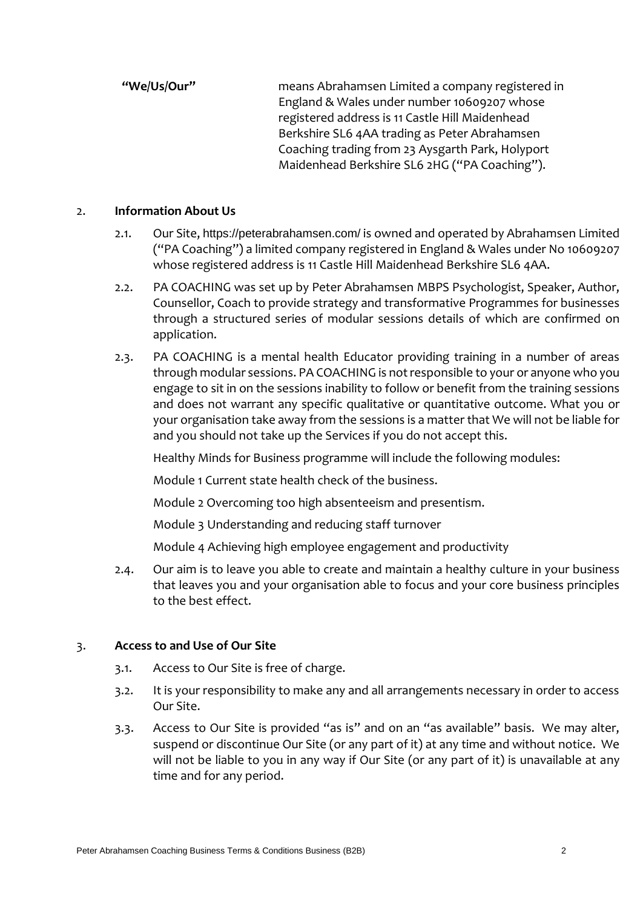**"We/Us/Our"** means Abrahamsen Limited a company registered in England & Wales under number 10609207 whose registered address is 11 Castle Hill Maidenhead Berkshire SL6 4AA trading as Peter Abrahamsen Coaching trading from 23 Aysgarth Park, Holyport Maidenhead Berkshire SL6 2HG ("PA Coaching").

2. **Information About Us**

2.1. Our Site, https://peterabrahamsen.com/ is owned and operated by Abrahamsen Limited ("PA Coaching") a limited company registered in England & Wales under No 10609207 whose registered address is 11 Castle Hill Maidenhead Berkshire SL6 4AA.

2.2. PA COACHING was set up by Peter Abrahamsen MBPS Psychologist, Speaker, Author, Counsellor, Coach to provide strategy and transformative Programmes for businesses through a structured series of modular sessions details of which are confirmed on application.

2.3. PA COACHING is a mental health Educator providing training in a number of areas through modular sessions. PA COACHING is not responsible to your or anyone who you engage to sit in on the sessions inability to follow or benefit from the training sessions and does not warrant any specific qualitative or quantitative outcome. What you or your organisation take away from the sessions is a matter that We will not be liable for and you should not take up the Services if you do not accept this.

Healthy Minds for Business programme will include the following modules:

Module 1 Current state health check of the business.

Module 2 Overcoming too high absenteeism and presentism.

Module 3 Understanding and reducing staff turnover

Module 4 Achieving high employee engagement and productivity

2.4. Our aim is to leave you able to create and maintain a healthy culture in your business that leaves you and your organisation able to focus and your core business principles to the best effect.

3. **Access to and Use of Our Site**

3.1. Access to Our Site is free of charge.

3.2. It is your responsibility to make any and all arrangements necessary in order to access Our Site.

3.3. Access to Our Site is provided "as is" and on an "as available" basis. We may alter, suspend or discontinue Our Site (or any part of it) at any time and without notice. We will not be liable to you in any way if Our Site (or any part of it) is unavailable at any time and for any period.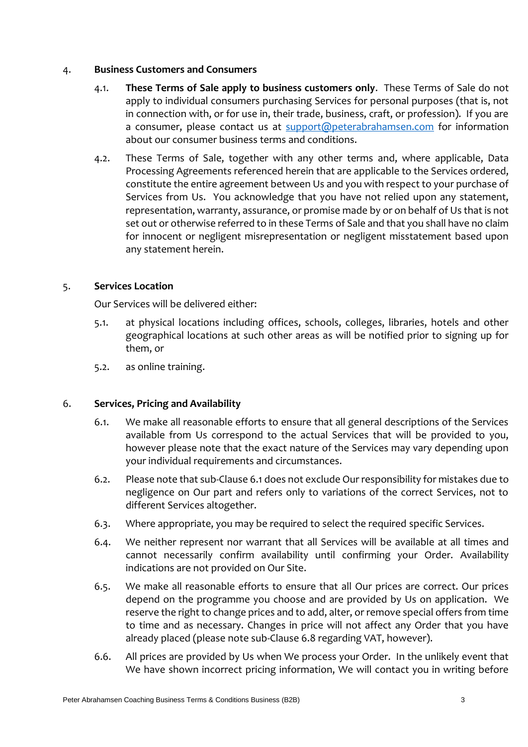## 4. Business Customers and Consumers

4.1. **These Terms of Sale apply to business customers only**. These Terms of Sale do not apply to individual consumers purchasing Services for personal purposes (that is, not in connection with, or for use in, their trade, business, craft, or profession). If you are a consumer, please contact us at [support@peterabrahamsen.com](mailto:support@peterabrahamsen.com) for information about our consumer business terms and conditions.

4.2. These Terms of Sale, together with any other terms and, where applicable, Data Processing Agreements referenced herein that are applicable to the Services ordered, constitute the entire agreement between Us and you with respect to your purchase of Services from Us. You acknowledge that you have not relied upon any statement, representation, warranty, assurance, or promise made by or on behalf of Us that is not set out or otherwise referred to in these Terms of Sale and that you shall have no claim for innocent or negligent misrepresentation or negligent misstatement based upon any statement herein.

## 5. Services Location

Our Services will be delivered either:

5.1. at physical locations including offices, schools, colleges, libraries, hotels and other geographical locations at such other areas as will be notified prior to signing up for them, or

5.2. as online training.

## 6. Services, Pricing and Availability

6.1. We make all reasonable efforts to ensure that all general descriptions of the Services available from Us correspond to the actual Services that will be provided to you, however please note that the exact nature of the Services may vary depending upon your individual requirements and circumstances.

6.2. Please note that sub-Clause 6.1 does not exclude Our responsibility for mistakes due to negligence on Our part and refers only to variations of the correct Services, not to different Services altogether.

6.3. Where appropriate, you may be required to select the required specific Services.

6.4. We neither represent nor warrant that all Services will be available at all times and cannot necessarily confirm availability until confirming your Order. Availability indications are not provided on Our Site.

6.5. We make all reasonable efforts to ensure that all Our prices are correct. Our prices depend on the programme you choose and are provided by Us on application. We reserve the right to change prices and to add, alter, or remove special offers from time to time and as necessary. Changes in price will not affect any Order that you have already placed (please note sub-Clause 6.8 regarding VAT, however).

6.6. All prices are provided by Us when We process your Order. In the unlikely event that We have shown incorrect pricing information, We will contact you in writing before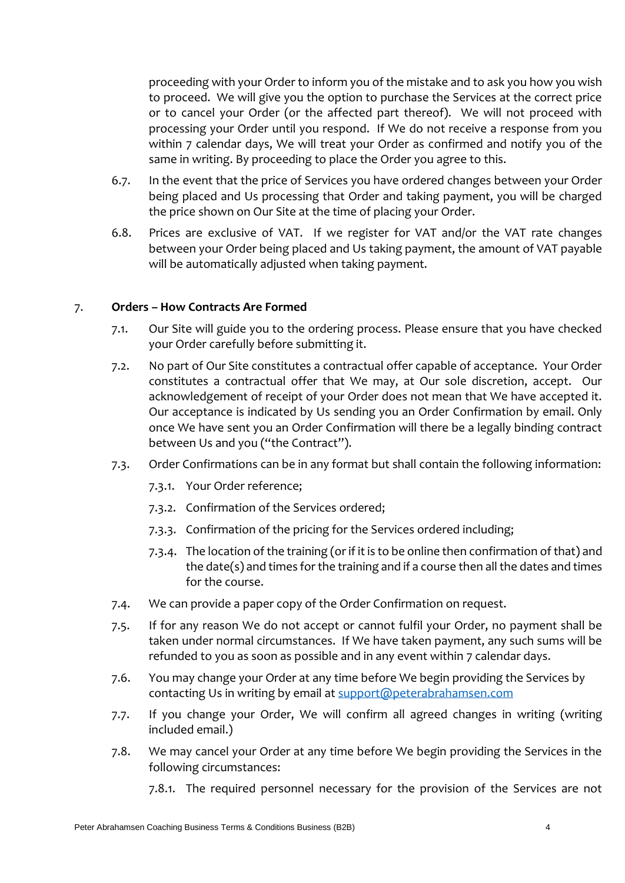proceeding with your Order to inform you of the mistake and to ask you how you wish to proceed. We will give you the option to purchase the Services at the correct price or to cancel your Order (or the affected part thereof). We will not proceed with processing your Order until you respond. If We do not receive a response from you within 7 calendar days, We will treat your Order as confirmed and notify you of the same in writing. By proceeding to place the Order you agree to this.

6.7. In the event that the price of Services you have ordered changes between your Order being placed and Us processing that Order and taking payment, you will be charged the price shown on Our Site at the time of placing your Order.

6.8. Prices are exclusive of VAT. If we register for VAT and/or the VAT rate changes between your Order being placed and Us taking payment, the amount of VAT payable will be automatically adjusted when taking payment.

## 7. Orders – How Contracts Are Formed

7.1. Our Site will guide you to the ordering process. Please ensure that you have checked your Order carefully before submitting it.

7.2. No part of Our Site constitutes a contractual offer capable of acceptance. Your Order constitutes a contractual offer that We may, at Our sole discretion, accept. Our acknowledgement of receipt of your Order does not mean that We have accepted it. Our acceptance is indicated by Us sending you an Order Confirmation by email. Only once We have sent you an Order Confirmation will there be a legally binding contract between Us and you ("the Contract").

7.3. Order Confirmations can be in any format but shall contain the following information:

7.3.1. Your Order reference;

7.3.2. Confirmation of the Services ordered;

7.3.3. Confirmation of the pricing for the Services ordered including;

7.3.4. The location of the training (or if it is to be online then confirmation of that) and the date(s) and times for the training and if a course then all the dates and times for the course.

7.4. We can provide a paper copy of the Order Confirmation on request.

7.5. If for any reason We do not accept or cannot fulfil your Order, no payment shall be taken under normal circumstances. If We have taken payment, any such sums will be refunded to you as soon as possible and in any event within 7 calendar days.

7.6. You may change your Order at any time before We begin providing the Services by contacting Us in writing by email at support@peterabrahamsen.com

7.7. If you change your Order, We will confirm all agreed changes in writing (writing included email.)

7.8. We may cancel your Order at any time before We begin providing the Services in the following circumstances:

7.8.1. The required personnel necessary for the provision of the Services are not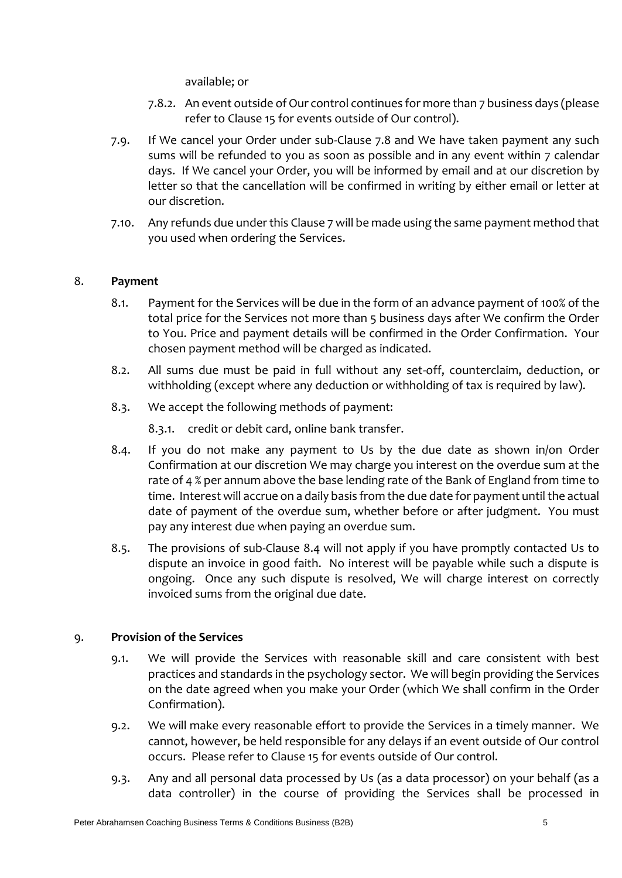available; or

7.8.2. An event outside of Our control continues for more than 7 business days (please refer to Clause 15 for events outside of Our control).

7.9. If We cancel your Order under sub-Clause 7.8 and We have taken payment any such sums will be refunded to you as soon as possible and in any event within 7 calendar days. If We cancel your Order, you will be informed by email and at our discretion by letter so that the cancellation will be confirmed in writing by either email or letter at our discretion.

7.10. Any refunds due under this Clause 7 will be made using the same payment method that you used when ordering the Services.

8. **Payment**

8.1. Payment for the Services will be due in the form of an advance payment of 100% of the total price for the Services not more than 5 business days after We confirm the Order to You. Price and payment details will be confirmed in the Order Confirmation. Your chosen payment method will be charged as indicated.

8.2. All sums due must be paid in full without any set-off, counterclaim, deduction, or withholding (except where any deduction or withholding of tax is required by law).

8.3. We accept the following methods of payment:

8.3.1. credit or debit card, online bank transfer.

8.4. If you do not make any payment to Us by the due date as shown in/on Order Confirmation at our discretion We may charge you interest on the overdue sum at the rate of 4 % per annum above the base lending rate of the Bank of England from time to time. Interest will accrue on a daily basis from the due date for payment until the actual date of payment of the overdue sum, whether before or after judgment. You must pay any interest due when paying an overdue sum.

8.5. The provisions of sub-Clause 8.4 will not apply if you have promptly contacted Us to dispute an invoice in good faith. No interest will be payable while such a dispute is ongoing. Once any such dispute is resolved, We will charge interest on correctly invoiced sums from the original due date.

9. **Provision of the Services**

9.1. We will provide the Services with reasonable skill and care consistent with best practices and standards in the psychology sector. We will begin providing the Services on the date agreed when you make your Order (which We shall confirm in the Order Confirmation).

9.2. We will make every reasonable effort to provide the Services in a timely manner. We cannot, however, be held responsible for any delays if an event outside of Our control occurs. Please refer to Clause 15 for events outside of Our control.

9.3. Any and all personal data processed by Us (as a data processor) on your behalf (as a data controller) in the course of providing the Services shall be processed in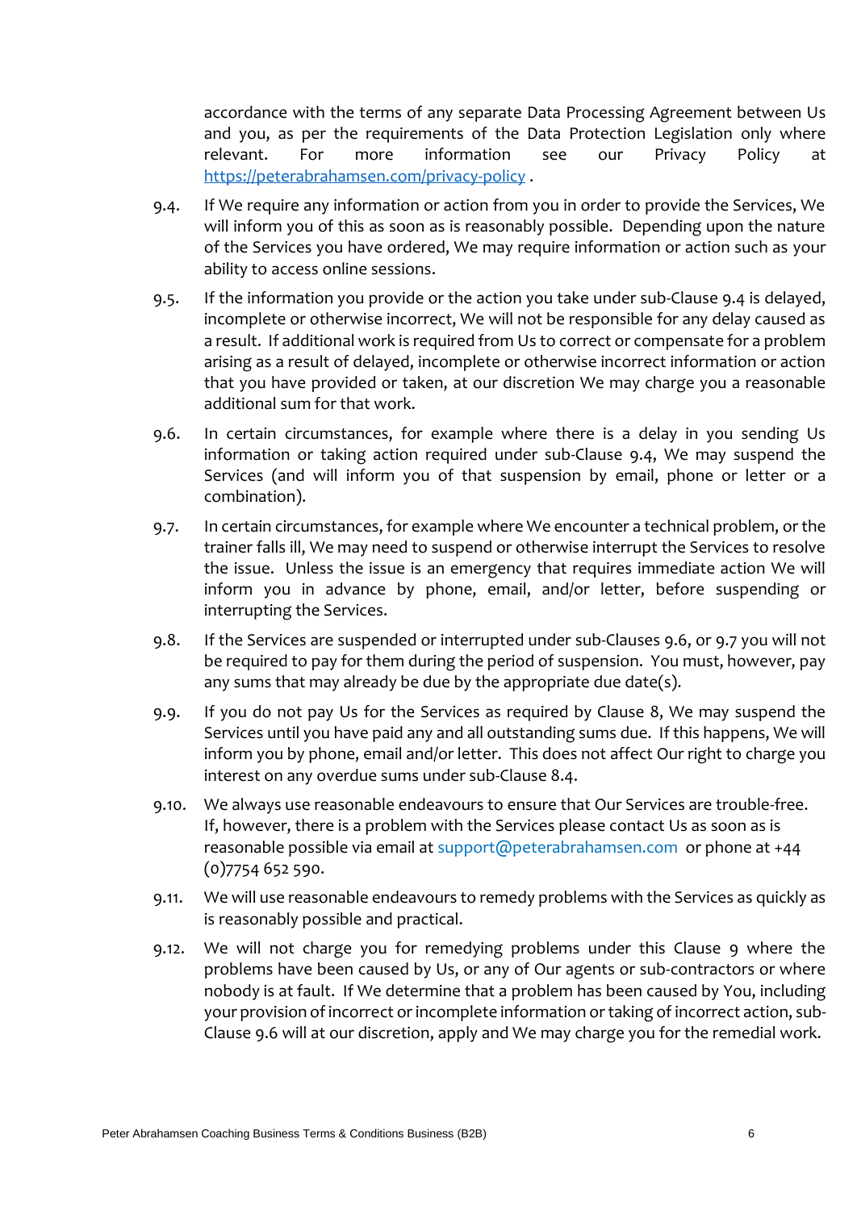accordance with the terms of any separate Data Processing Agreement between Us and you, as per the requirements of the Data Protection Legislation only where relevant. For more information see our Privacy Policy at [https://peterabrahamsen.com/privacy-policy](https://peterabrahamsen.com/privacy-policy) .

9.4. If We require any information or action from you in order to provide the Services, We will inform you of this as soon as is reasonably possible. Depending upon the nature of the Services you have ordered, We may require information or action such as your ability to access online sessions.

9.5. If the information you provide or the action you take under sub-Clause 9.4 is delayed, incomplete or otherwise incorrect, We will not be responsible for any delay caused as a result. If additional work is required from Us to correct or compensate for a problem arising as a result of delayed, incomplete or otherwise incorrect information or action that you have provided or taken, at our discretion We may charge you a reasonable additional sum for that work.

9.6. In certain circumstances, for example where there is a delay in you sending Us information or taking action required under sub-Clause 9.4, We may suspend the Services (and will inform you of that suspension by email, phone or letter or a combination).

9.7. In certain circumstances, for example where We encounter a technical problem, or the trainer falls ill, We may need to suspend or otherwise interrupt the Services to resolve the issue. Unless the issue is an emergency that requires immediate action We will inform you in advance by phone, email, and/or letter, before suspending or interrupting the Services.

9.8. If the Services are suspended or interrupted under sub-Clauses 9.6, or 9.7 you will not be required to pay for them during the period of suspension. You must, however, pay any sums that may already be due by the appropriate due date(s).

9.9. If you do not pay Us for the Services as required by Clause 8, We may suspend the Services until you have paid any and all outstanding sums due. If this happens, We will inform you by phone, email and/or letter. This does not affect Our right to charge you interest on any overdue sums under sub-Clause 8.4.

9.10. We always use reasonable endeavours to ensure that Our Services are trouble-free. If, however, there is a problem with the Services please contact Us as soon as is reasonable possible via email at support@peterabrahamsen.com or phone at +44 (0)7754 652 590.

9.11. We will use reasonable endeavours to remedy problems with the Services as quickly as is reasonably possible and practical.

9.12. We will not charge you for remedying problems under this Clause 9 where the problems have been caused by Us, or any of Our agents or sub-contractors or where nobody is at fault. If We determine that a problem has been caused by You, including your provision of incorrect or incomplete information or taking of incorrect action, sub-Clause 9.6 will at our discretion, apply and We may charge you for the remedial work.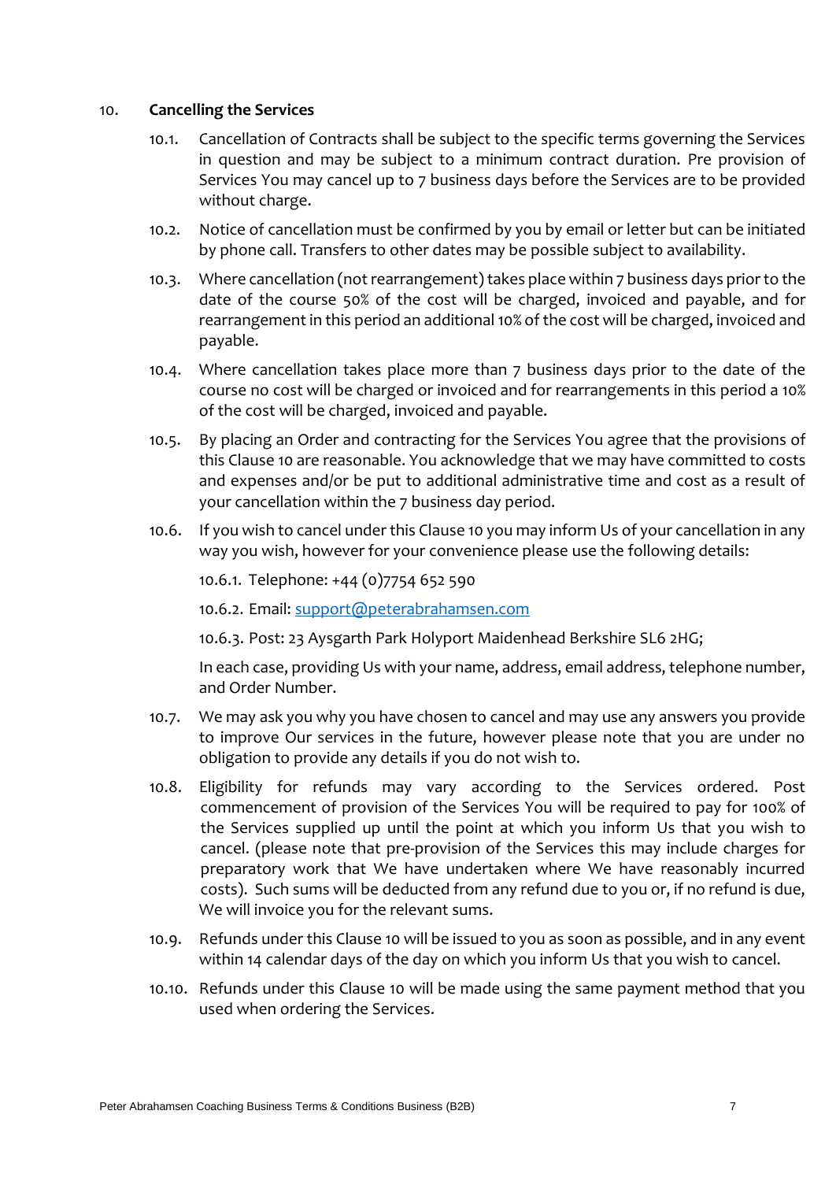## 10. Cancelling the Services

10.1. Cancellation of Contracts shall be subject to the specific terms governing the Services in question and may be subject to a minimum contract duration. Pre provision of Services You may cancel up to 7 business days before the Services are to be provided without charge.

10.2. Notice of cancellation must be confirmed by you by email or letter but can be initiated by phone call. Transfers to other dates may be possible subject to availability.

10.3. Where cancellation (not rearrangement) takes place within 7 business days prior to the date of the course 50% of the cost will be charged, invoiced and payable, and for rearrangement in this period an additional 10% of the cost will be charged, invoiced and payable.

10.4. Where cancellation takes place more than 7 business days prior to the date of the course no cost will be charged or invoiced and for rearrangements in this period a 10% of the cost will be charged, invoiced and payable.

10.5. By placing an Order and contracting for the Services You agree that the provisions of this Clause 10 are reasonable. You acknowledge that we may have committed to costs and expenses and/or be put to additional administrative time and cost as a result of your cancellation within the 7 business day period.

10.6. If you wish to cancel under this Clause 10 you may inform Us of your cancellation in any way you wish, however for your convenience please use the following details:

10.6.1. Telephone: +44 (0)7754 652 590

10.6.2. Email: [support@peterabrahamsen.com](mailto:support@peterabrahamsen.com)

10.6.3. Post: 23 Aysgarth Park Holyport Maidenhead Berkshire SL6 2HG;

In each case, providing Us with your name, address, email address, telephone number, and Order Number.

10.7. We may ask you why you have chosen to cancel and may use any answers you provide to improve Our services in the future, however please note that you are under no obligation to provide any details if you do not wish to.

10.8. Eligibility for refunds may vary according to the Services ordered. Post commencement of provision of the Services You will be required to pay for 100% of the Services supplied up until the point at which you inform Us that you wish to cancel. (please note that pre-provision of the Services this may include charges for preparatory work that We have undertaken where We have reasonably incurred costs). Such sums will be deducted from any refund due to you or, if no refund is due, We will invoice you for the relevant sums.

10.9. Refunds under this Clause 10 will be issued to you as soon as possible, and in any event within 14 calendar days of the day on which you inform Us that you wish to cancel.

10.10. Refunds under this Clause 10 will be made using the same payment method that you used when ordering the Services.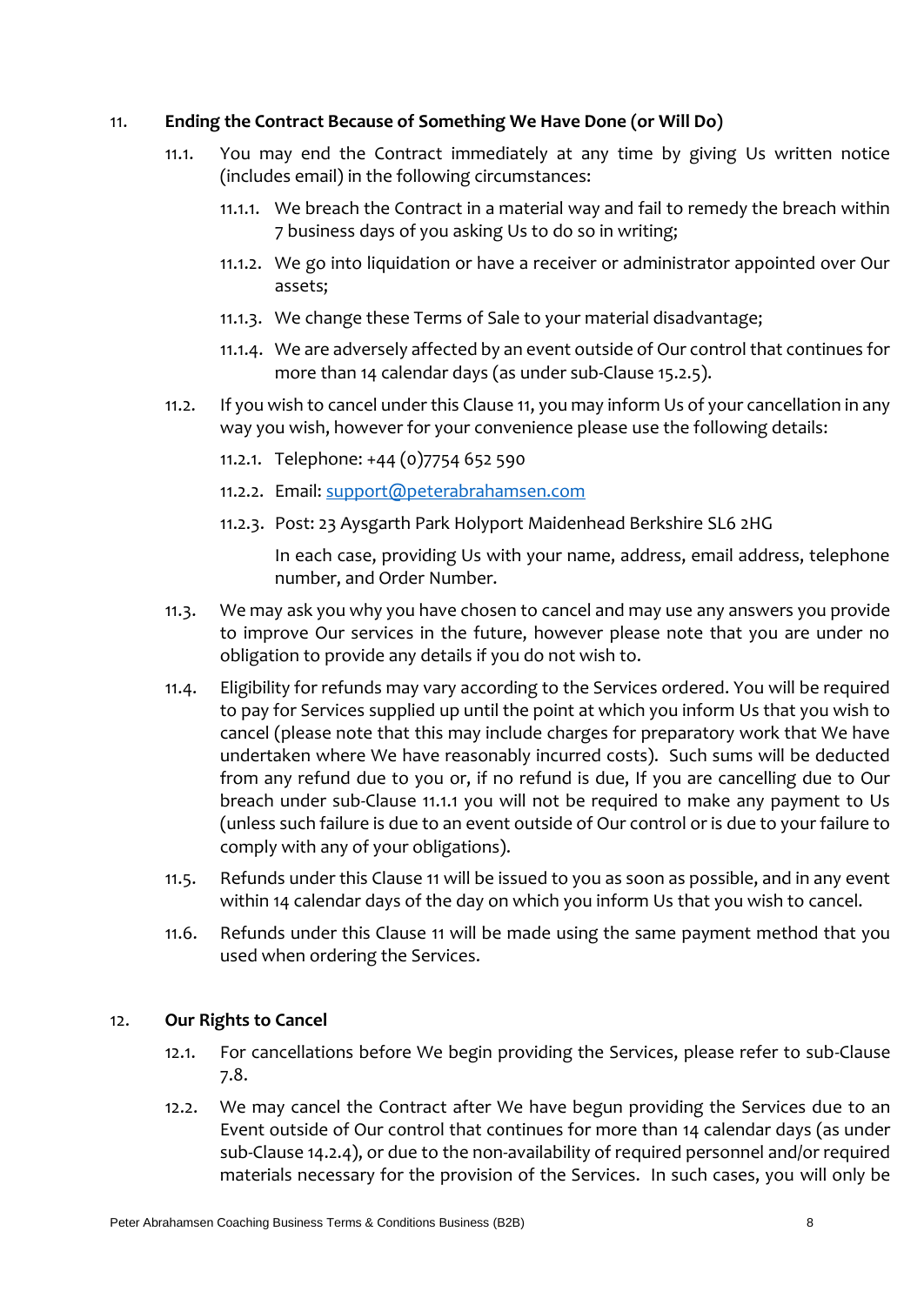## 11. Ending the Contract Because of Something We Have Done (or Will Do)

11.1. You may end the Contract immediately at any time by giving Us written notice (includes email) in the following circumstances:

11.1.1. We breach the Contract in a material way and fail to remedy the breach within 7 business days of you asking Us to do so in writing;

11.1.2. We go into liquidation or have a receiver or administrator appointed over Our assets;

11.1.3. We change these Terms of Sale to your material disadvantage;

11.1.4. We are adversely affected by an event outside of Our control that continues for more than 14 calendar days (as under sub-Clause 15.2.5).

11.2. If you wish to cancel under this Clause 11, you may inform Us of your cancellation in any way you wish, however for your convenience please use the following details:

11.2.1. Telephone: +44 (0)7754 652 590

11.2.2. Email: support@peterabrahamsen.com

11.2.3. Post: 23 Aysgarth Park Holyport Maidenhead Berkshire SL6 2HG

In each case, providing Us with your name, address, email address, telephone number, and Order Number.

11.3. We may ask you why you have chosen to cancel and may use any answers you provide to improve Our services in the future, however please note that you are under no obligation to provide any details if you do not wish to.

11.4. Eligibility for refunds may vary according to the Services ordered. You will be required to pay for Services supplied up until the point at which you inform Us that you wish to cancel (please note that this may include charges for preparatory work that We have undertaken where We have reasonably incurred costs). Such sums will be deducted from any refund due to you or, if no refund is due, If you are cancelling due to Our breach under sub-Clause 11.1.1 you will not be required to make any payment to Us (unless such failure is due to an event outside of Our control or is due to your failure to comply with any of your obligations).

11.5. Refunds under this Clause 11 will be issued to you as soon as possible, and in any event within 14 calendar days of the day on which you inform Us that you wish to cancel.

11.6. Refunds under this Clause 11 will be made using the same payment method that you used when ordering the Services.

## 12. Our Rights to Cancel

12.1. For cancellations before We begin providing the Services, please refer to sub-Clause 7.8.

12.2. We may cancel the Contract after We have begun providing the Services due to an Event outside of Our control that continues for more than 14 calendar days (as under sub-Clause 14.2.4), or due to the non-availability of required personnel and/or required materials necessary for the provision of the Services. In such cases, you will only be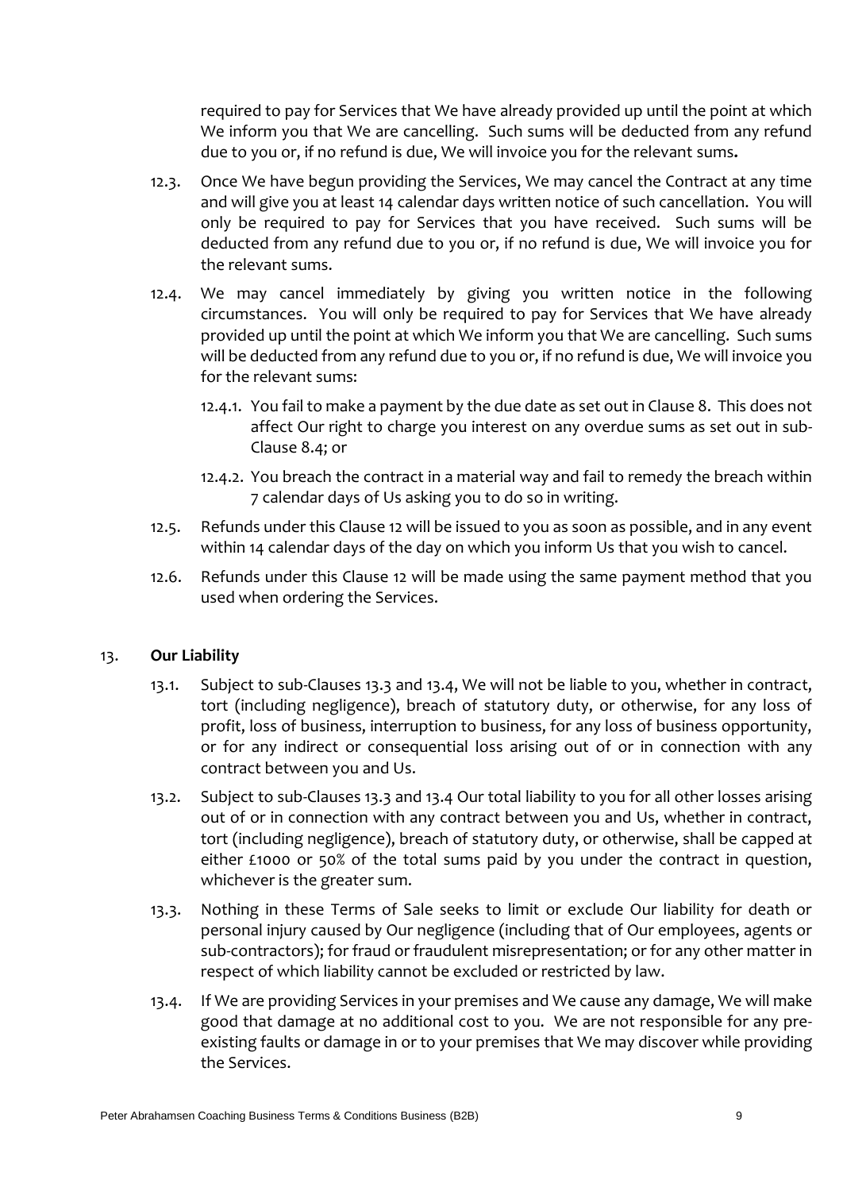required to pay for Services that We have already provided up until the point at which We inform you that We are cancelling. Such sums will be deducted from any refund due to you or, if no refund is due, We will invoice you for the relevant sums**.**

12.3. Once We have begun providing the Services, We may cancel the Contract at any time and will give you at least 14 calendar days written notice of such cancellation. You will only be required to pay for Services that you have received. Such sums will be deducted from any refund due to you or, if no refund is due, We will invoice you for the relevant sums.

12.4. We may cancel immediately by giving you written notice in the following circumstances. You will only be required to pay for Services that We have already provided up until the point at which We inform you that We are cancelling. Such sums will be deducted from any refund due to you or, if no refund is due, We will invoice you for the relevant sums:

12.4.1. You fail to make a payment by the due date as set out in Clause 8. This does not affect Our right to charge you interest on any overdue sums as set out in sub-Clause 8.4; or

12.4.2. You breach the contract in a material way and fail to remedy the breach within 7 calendar days of Us asking you to do so in writing.

12.5. Refunds under this Clause 12 will be issued to you as soon as possible, and in any event within 14 calendar days of the day on which you inform Us that you wish to cancel.

12.6. Refunds under this Clause 12 will be made using the same payment method that you used when ordering the Services.

## 13. **Our Liability**

13.1. Subject to sub-Clauses 13.3 and 13.4, We will not be liable to you, whether in contract, tort (including negligence), breach of statutory duty, or otherwise, for any loss of profit, loss of business, interruption to business, for any loss of business opportunity, or for any indirect or consequential loss arising out of or in connection with any contract between you and Us.

13.2. Subject to sub-Clauses 13.3 and 13.4 Our total liability to you for all other losses arising out of or in connection with any contract between you and Us, whether in contract, tort (including negligence), breach of statutory duty, or otherwise, shall be capped at either £1000 or 50% of the total sums paid by you under the contract in question, whichever is the greater sum.

13.3. Nothing in these Terms of Sale seeks to limit or exclude Our liability for death or personal injury caused by Our negligence (including that of Our employees, agents or sub-contractors); for fraud or fraudulent misrepresentation; or for any other matter in respect of which liability cannot be excluded or restricted by law.

13.4. If We are providing Services in your premises and We cause any damage, We will make good that damage at no additional cost to you. We are not responsible for any pre-existing faults or damage in or to your premises that We may discover while providing the Services.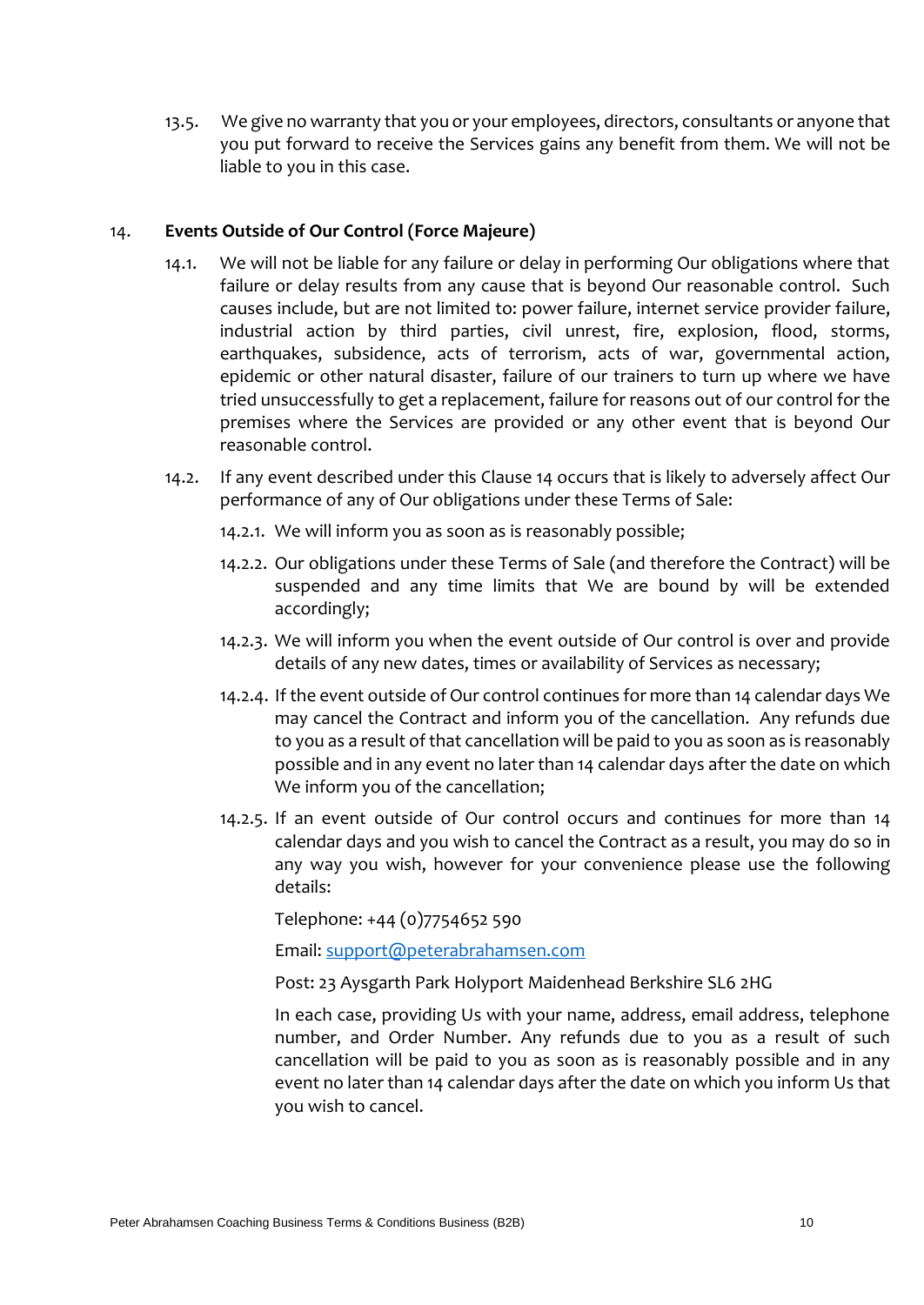13.5. We give no warranty that you or your employees, directors, consultants or anyone that you put forward to receive the Services gains any benefit from them. We will not be liable to you in this case.

## 14. Events Outside of Our Control (Force Majeure)

14.1. We will not be liable for any failure or delay in performing Our obligations where that failure or delay results from any cause that is beyond Our reasonable control. Such causes include, but are not limited to: power failure, internet service provider failure, industrial action by third parties, civil unrest, fire, explosion, flood, storms, earthquakes, subsidence, acts of terrorism, acts of war, governmental action, epidemic or other natural disaster, failure of our trainers to turn up where we have tried unsuccessfully to get a replacement, failure for reasons out of our control for the premises where the Services are provided or any other event that is beyond Our reasonable control.

14.2. If any event described under this Clause 14 occurs that is likely to adversely affect Our performance of any of Our obligations under these Terms of Sale:

14.2.1. We will inform you as soon as is reasonably possible;

14.2.2. Our obligations under these Terms of Sale (and therefore the Contract) will be suspended and any time limits that We are bound by will be extended accordingly;

14.2.3. We will inform you when the event outside of Our control is over and provide details of any new dates, times or availability of Services as necessary;

14.2.4. If the event outside of Our control continues for more than 14 calendar days We may cancel the Contract and inform you of the cancellation. Any refunds due to you as a result of that cancellation will be paid to you as soon as is reasonably possible and in any event no later than 14 calendar days after the date on which We inform you of the cancellation;

14.2.5. If an event outside of Our control occurs and continues for more than 14 calendar days and you wish to cancel the Contract as a result, you may do so in any way you wish, however for your convenience please use the following details:

Telephone: +44 (0)7754652 590

Email: support@peterabrahamsen.com

Post: 23 Aysgarth Park Holyport Maidenhead Berkshire SL6 2HG

In each case, providing Us with your name, address, email address, telephone number, and Order Number. Any refunds due to you as a result of such cancellation will be paid to you as soon as is reasonably possible and in any event no later than 14 calendar days after the date on which you inform Us that you wish to cancel.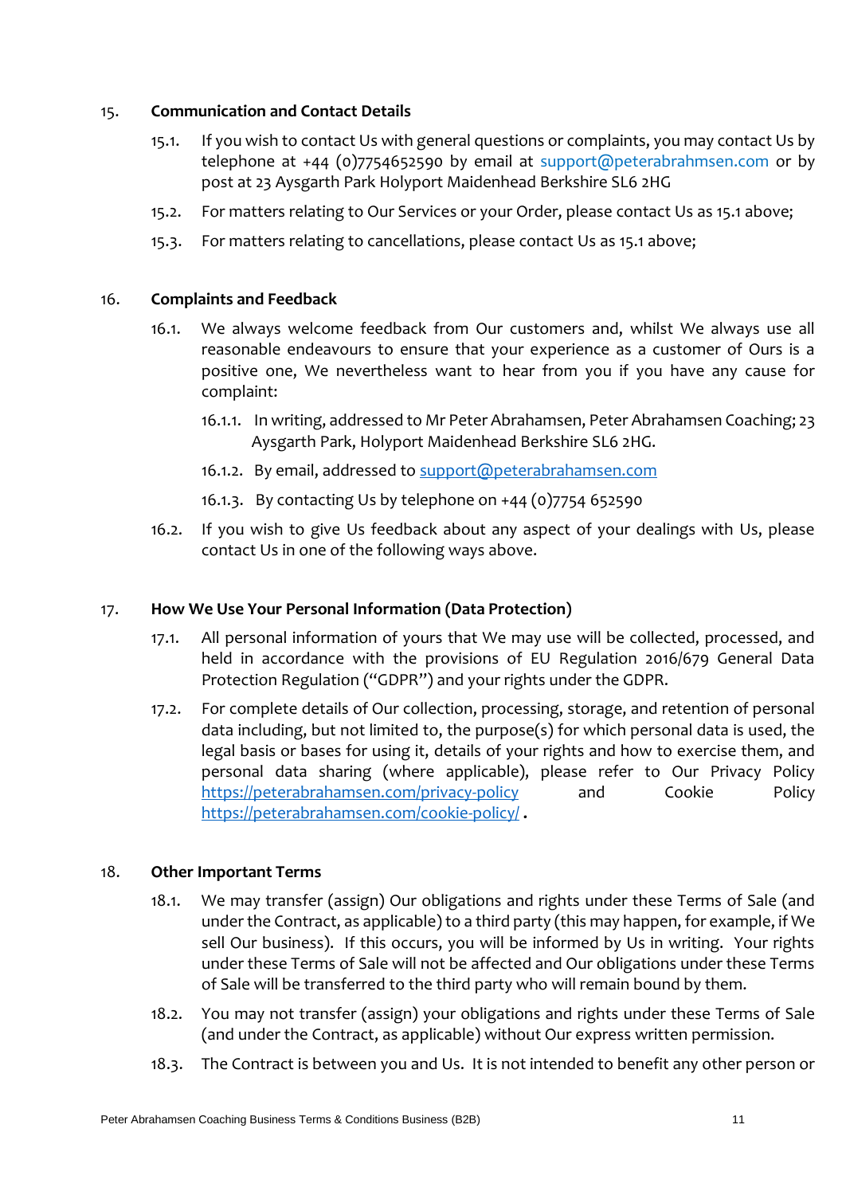## 15. Communication and Contact Details

15.1. If you wish to contact Us with general questions or complaints, you may contact Us by telephone at +44 (0)7754652590 by email at support@peterabrahmsen.com or by post at 23 Aysgarth Park Holyport Maidenhead Berkshire SL6 2HG

15.2. For matters relating to Our Services or your Order, please contact Us as 15.1 above;

15.3. For matters relating to cancellations, please contact Us as 15.1 above;

## 16. Complaints and Feedback

16.1. We always welcome feedback from Our customers and, whilst We always use all reasonable endeavours to ensure that your experience as a customer of Ours is a positive one, We nevertheless want to hear from you if you have any cause for complaint:

16.1.1. In writing, addressed to Mr Peter Abrahamsen, Peter Abrahamsen Coaching; 23 Aysgarth Park, Holyport Maidenhead Berkshire SL6 2HG.

16.1.2. By email, addressed to support@peterabrahamsen.com

16.1.3. By contacting Us by telephone on +44 (0)7754 652590

16.2. If you wish to give Us feedback about any aspect of your dealings with Us, please contact Us in one of the following ways above.

## 17. How We Use Your Personal Information (Data Protection)

17.1. All personal information of yours that We may use will be collected, processed, and held in accordance with the provisions of EU Regulation 2016/679 General Data Protection Regulation ("GDPR") and your rights under the GDPR.

17.2. For complete details of Our collection, processing, storage, and retention of personal data including, but not limited to, the purpose(s) for which personal data is used, the legal basis or bases for using it, details of your rights and how to exercise them, and personal data sharing (where applicable), please refer to Our Privacy Policy https://peterabrahamsen.com/privacy-policy and Cookie Policy https://peterabrahamsen.com/cookie-policy/ .

## 18. Other Important Terms

18.1. We may transfer (assign) Our obligations and rights under these Terms of Sale (and under the Contract, as applicable) to a third party (this may happen, for example, if We sell Our business). If this occurs, you will be informed by Us in writing. Your rights under these Terms of Sale will not be affected and Our obligations under these Terms of Sale will be transferred to the third party who will remain bound by them.

18.2. You may not transfer (assign) your obligations and rights under these Terms of Sale (and under the Contract, as applicable) without Our express written permission.

18.3. The Contract is between you and Us. It is not intended to benefit any other person or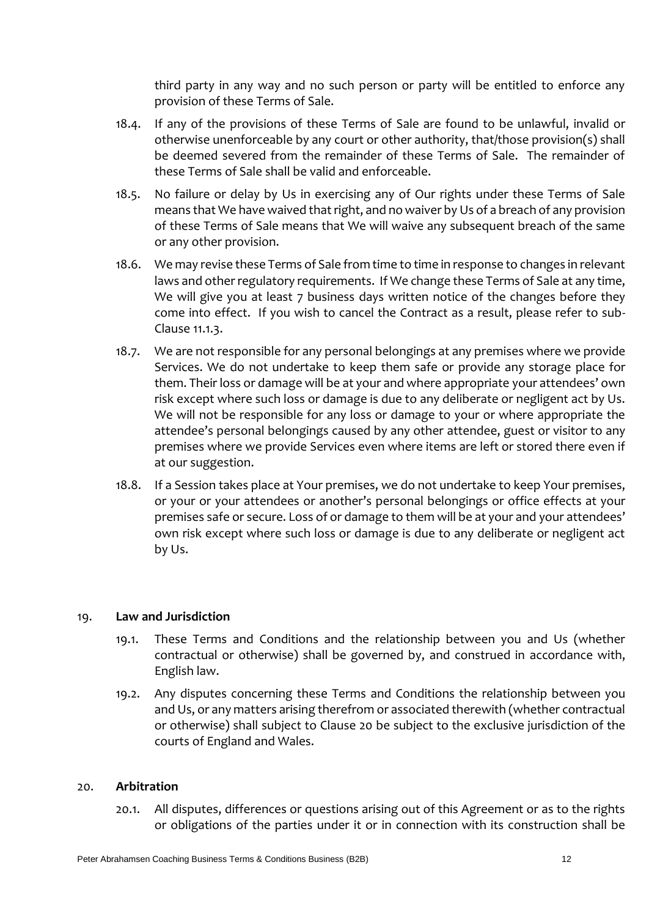third party in any way and no such person or party will be entitled to enforce any provision of these Terms of Sale.

18.4. If any of the provisions of these Terms of Sale are found to be unlawful, invalid or otherwise unenforceable by any court or other authority, that/those provision(s) shall be deemed severed from the remainder of these Terms of Sale. The remainder of these Terms of Sale shall be valid and enforceable.

18.5. No failure or delay by Us in exercising any of Our rights under these Terms of Sale means that We have waived that right, and no waiver by Us of a breach of any provision of these Terms of Sale means that We will waive any subsequent breach of the same or any other provision.

18.6. We may revise these Terms of Sale from time to time in response to changes in relevant laws and other regulatory requirements. If We change these Terms of Sale at any time, We will give you at least 7 business days written notice of the changes before they come into effect. If you wish to cancel the Contract as a result, please refer to sub-Clause 11.1.3.

18.7. We are not responsible for any personal belongings at any premises where we provide Services. We do not undertake to keep them safe or provide any storage place for them. Their loss or damage will be at your and where appropriate your attendees' own risk except where such loss or damage is due to any deliberate or negligent act by Us. We will not be responsible for any loss or damage to your or where appropriate the attendee's personal belongings caused by any other attendee, guest or visitor to any premises where we provide Services even where items are left or stored there even if at our suggestion.

18.8. If a Session takes place at Your premises, we do not undertake to keep Your premises, or your or your attendees or another's personal belongings or office effects at your premises safe or secure. Loss of or damage to them will be at your and your attendees' own risk except where such loss or damage is due to any deliberate or negligent act by Us.

19. **Law and Jurisdiction**

19.1. These Terms and Conditions and the relationship between you and Us (whether contractual or otherwise) shall be governed by, and construed in accordance with, English law.

19.2. Any disputes concerning these Terms and Conditions the relationship between you and Us, or any matters arising therefrom or associated therewith (whether contractual or otherwise) shall subject to Clause 20 be subject to the exclusive jurisdiction of the courts of England and Wales.

20. **Arbitration**

20.1. All disputes, differences or questions arising out of this Agreement or as to the rights or obligations of the parties under it or in connection with its construction shall be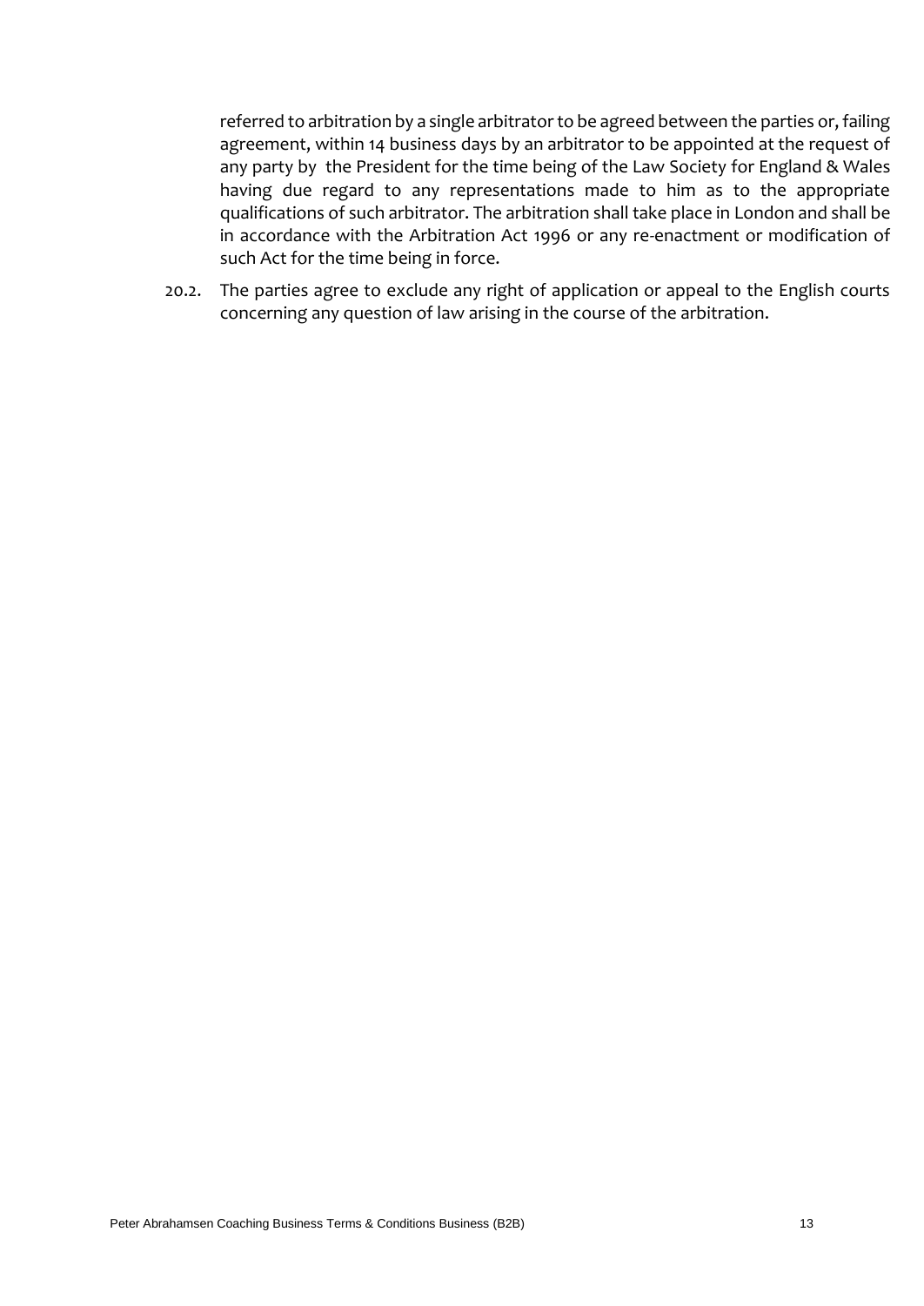referred to arbitration by a single arbitrator to be agreed between the parties or, failing agreement, within 14 business days by an arbitrator to be appointed at the request of any party by the President for the time being of the Law Society for England & Wales having due regard to any representations made to him as to the appropriate qualifications of such arbitrator. The arbitration shall take place in London and shall be in accordance with the Arbitration Act 1996 or any re-enactment or modification of such Act for the time being in force.

20.2. The parties agree to exclude any right of application or appeal to the English courts concerning any question of law arising in the course of the arbitration.